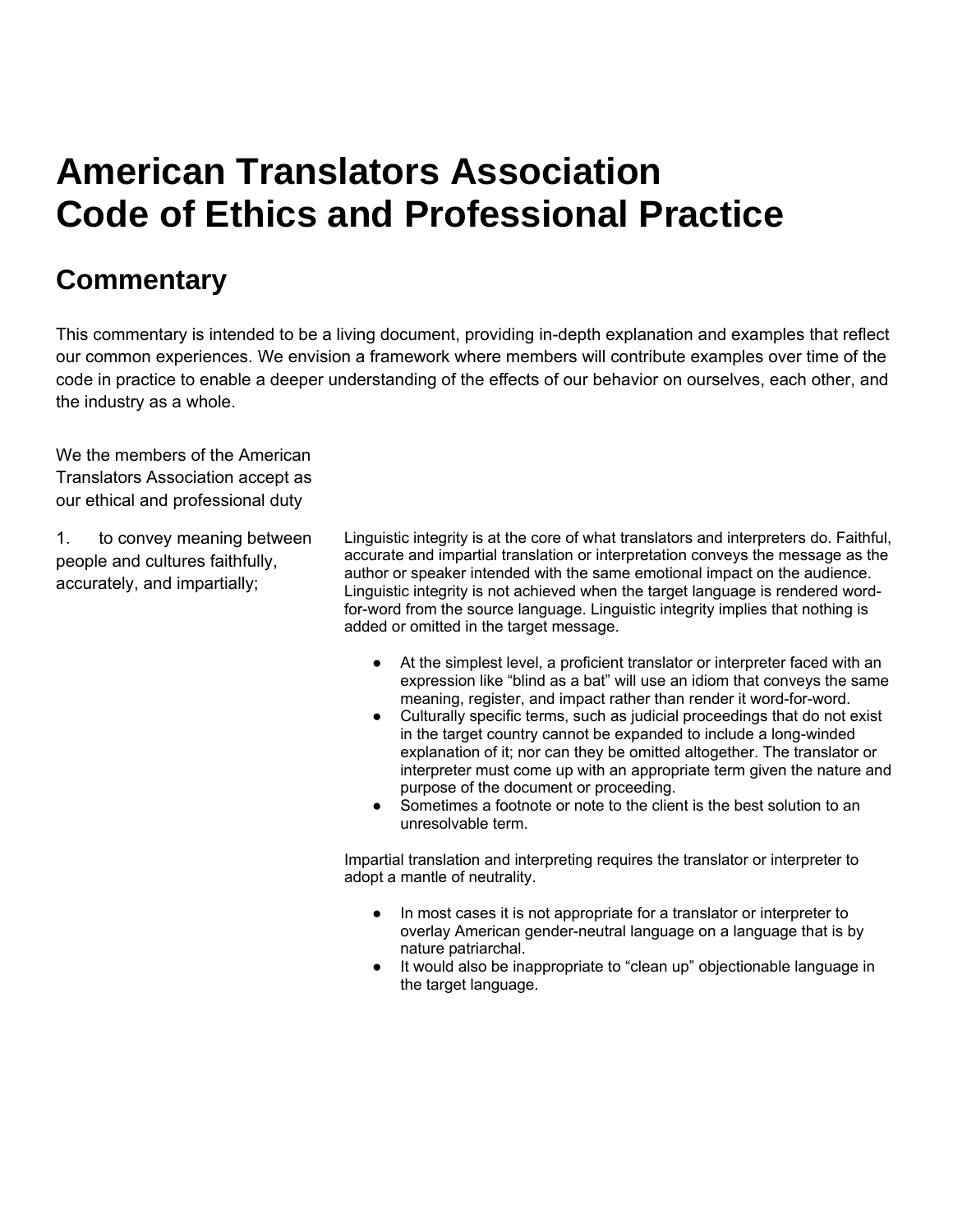# American Translators Association Code of Ethics and Professional Practice

## Commentary

This commentary is intended to be a living document, providing in-depth explanation and examples that reflect our common experiences. We envision a framework where members will contribute examples over time of the code in practice to enable a deeper understanding of the effects of our behavior on ourselves, each other, and the industry as a whole.

We the members of the American Translators Association accept as our ethical and professional duty

1. to convey meaning between people and cultures faithfully, accurately, and impartially;

Linguistic integrity is at the core of what translators and interpreters do. Faithful, accurate and impartial translation or interpretation conveys the message as the author or speaker intended with the same emotional impact on the audience. Linguistic integrity is not achieved when the target language is rendered word-for-word from the source language. Linguistic integrity implies that nothing is added or omitted in the target message.

- At the simplest level, a proficient translator or interpreter faced with an expression like "blind as a bat" will use an idiom that conveys the same meaning, register, and impact rather than render it word-for-word.
- Culturally specific terms, such as judicial proceedings that do not exist in the target country cannot be expanded to include a long-winded explanation of it; nor can they be omitted altogether. The translator or interpreter must come up with an appropriate term given the nature and purpose of the document or proceeding.
- Sometimes a footnote or note to the client is the best solution to an unresolvable term.

Impartial translation and interpreting requires the translator or interpreter to adopt a mantle of neutrality.

- In most cases it is not appropriate for a translator or interpreter to overlay American gender-neutral language on a language that is by nature patriarchal.
- It would also be inappropriate to "clean up" objectionable language in the target language.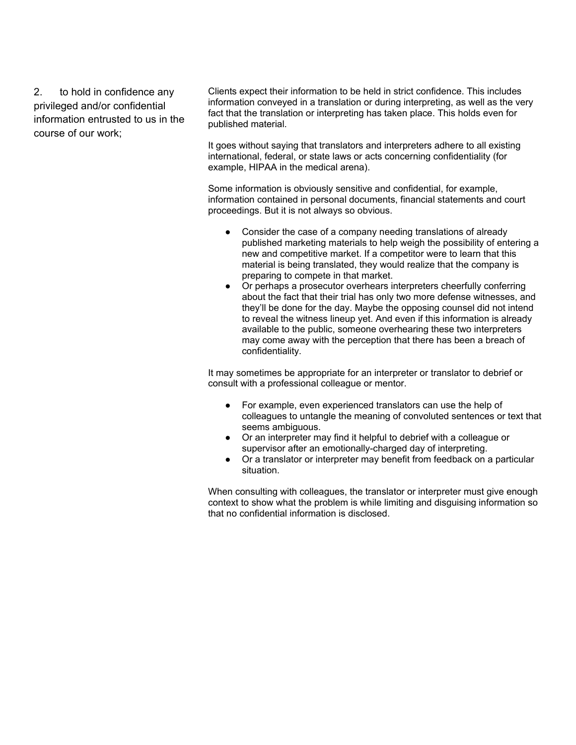2. to hold in confidence any privileged and/or confidential information entrusted to us in the course of our work;

Clients expect their information to be held in strict confidence. This includes information conveyed in a translation or during interpreting, as well as the very fact that the translation or interpreting has taken place. This holds even for published material.

It goes without saying that translators and interpreters adhere to all existing international, federal, or state laws or acts concerning confidentiality (for example, HIPAA in the medical arena).

Some information is obviously sensitive and confidential, for example, information contained in personal documents, financial statements and court proceedings. But it is not always so obvious.

- Consider the case of a company needing translations of already published marketing materials to help weigh the possibility of entering a new and competitive market. If a competitor were to learn that this material is being translated, they would realize that the company is preparing to compete in that market.
- Or perhaps a prosecutor overhears interpreters cheerfully conferring about the fact that their trial has only two more defense witnesses, and they'll be done for the day. Maybe the opposing counsel did not intend to reveal the witness lineup yet. And even if this information is already available to the public, someone overhearing these two interpreters may come away with the perception that there has been a breach of confidentiality.

It may sometimes be appropriate for an interpreter or translator to debrief or consult with a professional colleague or mentor.

- For example, even experienced translators can use the help of colleagues to untangle the meaning of convoluted sentences or text that seems ambiguous.
- Or an interpreter may find it helpful to debrief with a colleague or supervisor after an emotionally-charged day of interpreting.
- Or a translator or interpreter may benefit from feedback on a particular situation.

When consulting with colleagues, the translator or interpreter must give enough context to show what the problem is while limiting and disguising information so that no confidential information is disclosed.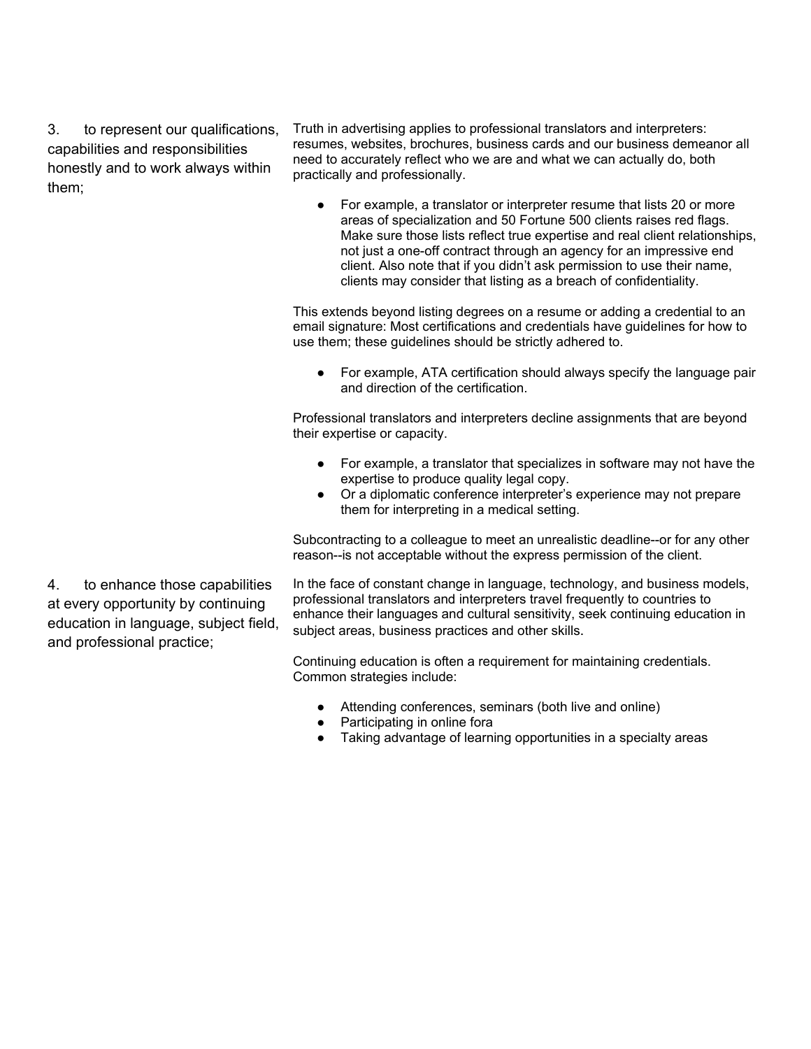| | |
|---|---|
| 3. to represent our qualifications, capabilities and responsibilities honestly and to work always within them; | Truth in advertising applies to professional translators and interpreters: resumes, websites, brochures, business cards and our business demeanor all need to accurately reflect who we are and what we can actually do, both practically and professionally.<br><br>• For example, a translator or interpreter resume that lists 20 or more areas of specialization and 50 Fortune 500 clients raises red flags. Make sure those lists reflect true expertise and real client relationships, not just a one-off contract through an agency for an impressive end client. Also note that if you didn't ask permission to use their name, clients may consider that listing as a breach of confidentiality.<br><br>This extends beyond listing degrees on a resume or adding a credential to an email signature: Most certifications and credentials have guidelines for how to use them; these guidelines should be strictly adhered to.<br><br>• For example, ATA certification should always specify the language pair and direction of the certification.<br><br>Professional translators and interpreters decline assignments that are beyond their expertise or capacity.<br><br>• For example, a translator that specializes in software may not have the expertise to produce quality legal copy.<br>• Or a diplomatic conference interpreter's experience may not prepare them for interpreting in a medical setting.<br><br>Subcontracting to a colleague to meet an unrealistic deadline--or for any other reason--is not acceptable without the express permission of the client. |
| 4. to enhance those capabilities at every opportunity by continuing education in language, subject field, and professional practice; | In the face of constant change in language, technology, and business models, professional translators and interpreters travel frequently to countries to enhance their languages and cultural sensitivity, seek continuing education in subject areas, business practices and other skills.<br><br>Continuing education is often a requirement for maintaining credentials. Common strategies include:<br><br>• Attending conferences, seminars (both live and online)<br>• Participating in online fora<br>• Taking advantage of learning opportunities in a specialty areas |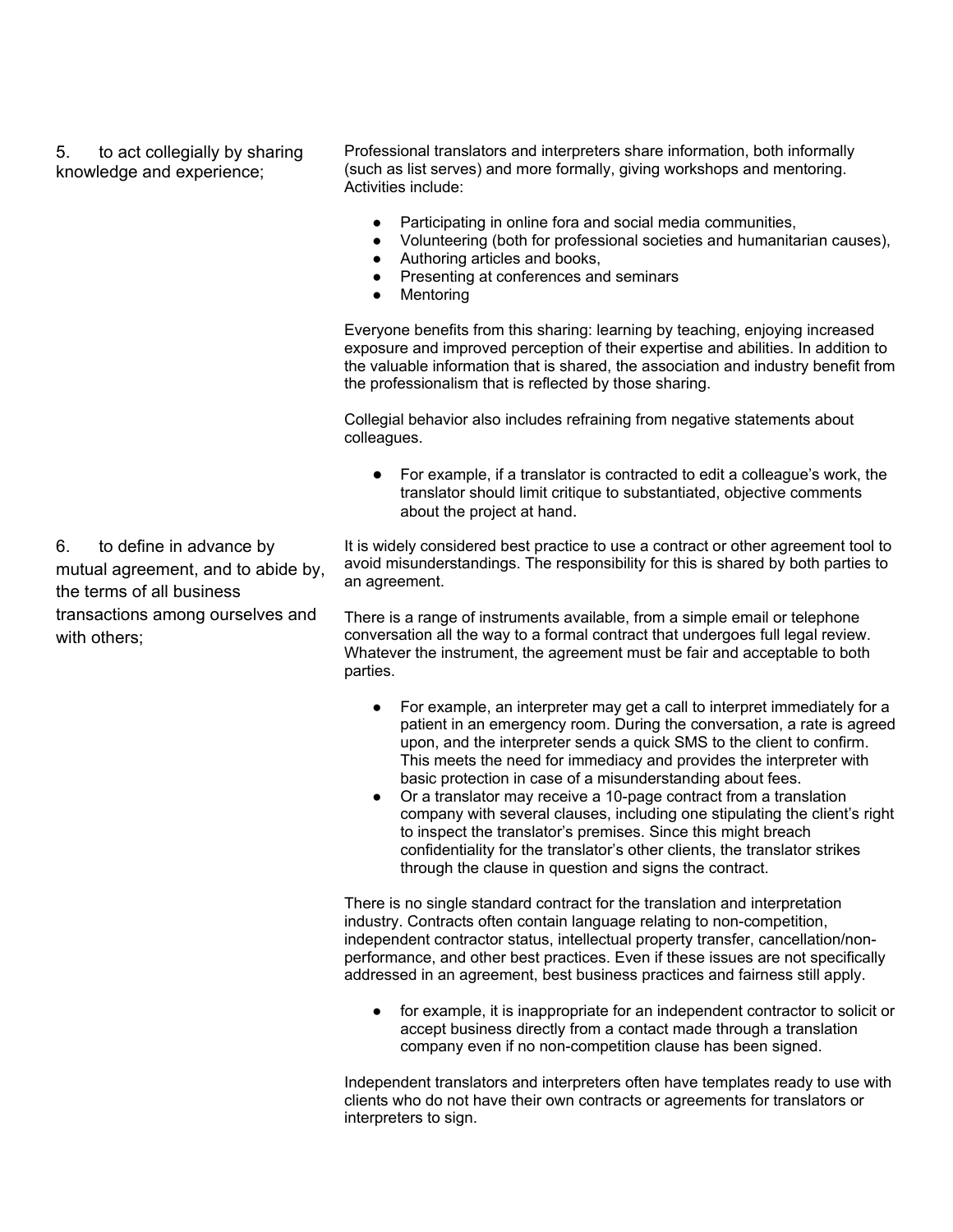5. to act collegially by sharing knowledge and experience;

Professional translators and interpreters share information, both informally (such as list serves) and more formally, giving workshops and mentoring. Activities include:

- Participating in online fora and social media communities,
- Volunteering (both for professional societies and humanitarian causes),
- Authoring articles and books,
- Presenting at conferences and seminars
- Mentoring

Everyone benefits from this sharing: learning by teaching, enjoying increased exposure and improved perception of their expertise and abilities. In addition to the valuable information that is shared, the association and industry benefit from the professionalism that is reflected by those sharing.

Collegial behavior also includes refraining from negative statements about colleagues.

- For example, if a translator is contracted to edit a colleague's work, the translator should limit critique to substantiated, objective comments about the project at hand.

6. to define in advance by mutual agreement, and to abide by, the terms of all business transactions among ourselves and with others;

It is widely considered best practice to use a contract or other agreement tool to avoid misunderstandings. The responsibility for this is shared by both parties to an agreement.

There is a range of instruments available, from a simple email or telephone conversation all the way to a formal contract that undergoes full legal review. Whatever the instrument, the agreement must be fair and acceptable to both parties.

- For example, an interpreter may get a call to interpret immediately for a patient in an emergency room. During the conversation, a rate is agreed upon, and the interpreter sends a quick SMS to the client to confirm. This meets the need for immediacy and provides the interpreter with basic protection in case of a misunderstanding about fees.
- Or a translator may receive a 10-page contract from a translation company with several clauses, including one stipulating the client's right to inspect the translator's premises. Since this might breach confidentiality for the translator's other clients, the translator strikes through the clause in question and signs the contract.

There is no single standard contract for the translation and interpretation industry. Contracts often contain language relating to non-competition, independent contractor status, intellectual property transfer, cancellation/non-performance, and other best practices. Even if these issues are not specifically addressed in an agreement, best business practices and fairness still apply.

- for example, it is inappropriate for an independent contractor to solicit or accept business directly from a contact made through a translation company even if no non-competition clause has been signed.

Independent translators and interpreters often have templates ready to use with clients who do not have their own contracts or agreements for translators or interpreters to sign.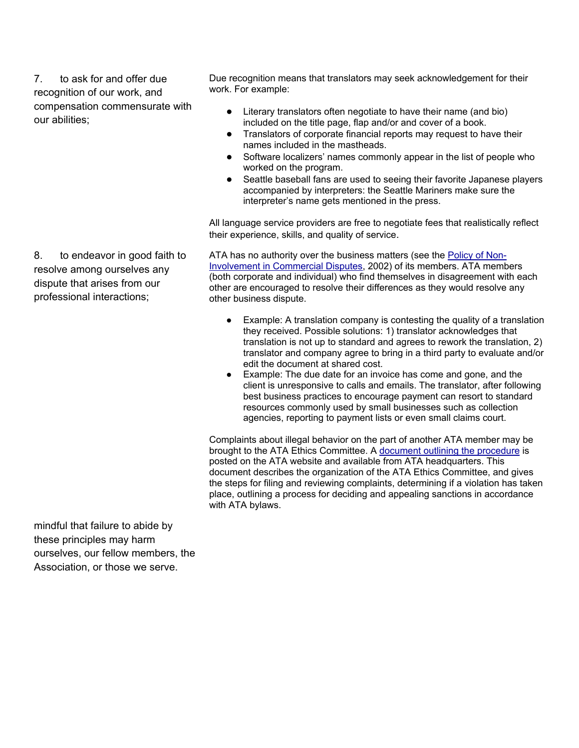7. to ask for and offer due recognition of our work, and compensation commensurate with our abilities;

Due recognition means that translators may seek acknowledgement for their work. For example:

- Literary translators often negotiate to have their name (and bio) included on the title page, flap and/or and cover of a book.
- Translators of corporate financial reports may request to have their names included in the mastheads.
- Software localizers' names commonly appear in the list of people who worked on the program.
- Seattle baseball fans are used to seeing their favorite Japanese players accompanied by interpreters: the Seattle Mariners make sure the interpreter's name gets mentioned in the press.

All language service providers are free to negotiate fees that realistically reflect their experience, skills, and quality of service.

8. to endeavor in good faith to resolve among ourselves any dispute that arises from our professional interactions;

ATA has no authority over the business matters (see the Policy of Non-Involvement in Commercial Disputes, 2002) of its members. ATA members (both corporate and individual) who find themselves in disagreement with each other are encouraged to resolve their differences as they would resolve any other business dispute.

- Example: A translation company is contesting the quality of a translation they received. Possible solutions: 1) translator acknowledges that translation is not up to standard and agrees to rework the translation, 2) translator and company agree to bring in a third party to evaluate and/or edit the document at shared cost.
- Example: The due date for an invoice has come and gone, and the client is unresponsive to calls and emails. The translator, after following best business practices to encourage payment can resort to standard resources commonly used by small businesses such as collection agencies, reporting to payment lists or even small claims court.

Complaints about illegal behavior on the part of another ATA member may be brought to the ATA Ethics Committee. A document outlining the procedure is posted on the ATA website and available from ATA headquarters. This document describes the organization of the ATA Ethics Committee, and gives the steps for filing and reviewing complaints, determining if a violation has taken place, outlining a process for deciding and appealing sanctions in accordance with ATA bylaws.

mindful that failure to abide by these principles may harm ourselves, our fellow members, the Association, or those we serve.